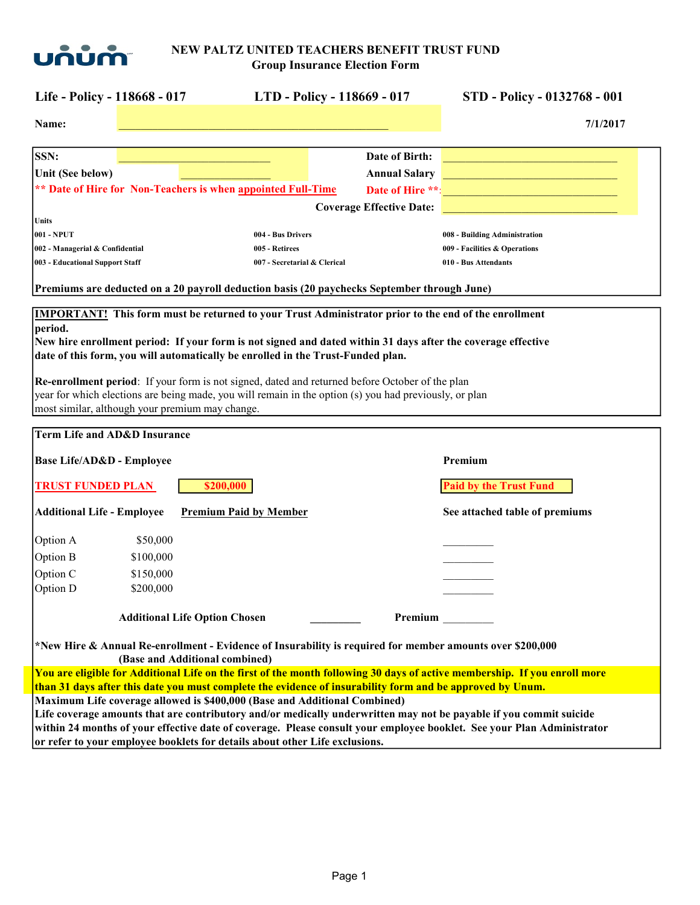unum

# NEW PALTZ UNITED TEACHERS BENEFIT TRUST FUND
## Group Insurance Election Form

**Life - Policy - 118668 - 017** | **LTD - Policy - 118669 - 017** | **STD - Policy - 0132768 - 001**

**Name:** ______________________________________________ **7/1/2017**

**SSN:** ___________________________ **Date of Birth:** ______________________________

**Unit (See below)** ________________ **Annual Salary** ______________________________

**\*\* Date of Hire for Non-Teachers is when appointed Full-Time** **Date of Hire \*\*:** ______________________________

**Coverage Effective Date:** ______________________________

**Units**

| | | |
|---|---|---|
| 001 - NPUT | 004 - Bus Drivers | 008 - Building Administration |
| 002 - Managerial & Confidential | 005 - Retirees | 009 - Facilities & Operations |
| 003 - Educational Support Staff | 007 - Secretarial & Clerical | 010 - Bus Attendants |

**Premiums are deducted on a 20 payroll deduction basis (20 paychecks September through June)**

**IMPORTANT! This form must be returned to your Trust Administrator prior to the end of the enrollment period.**
**New hire enrollment period: If your form is not signed and dated within 31 days after the coverage effective date of this form, you will automatically be enrolled in the Trust-Funded plan.**

**Re-enrollment period**: If your form is not signed, dated and returned before October of the plan year for which elections are being made, you will remain in the option (s) you had previously, or plan most similar, although your premium may change.

**Term Life and AD&D Insurance**

**Base Life/AD&D - Employee** **Premium**

**TRUST FUNDED PLAN** **$200,000** **Paid by the Trust Fund**

**Additional Life - Employee** **Premium Paid by Member** **See attached table of premiums**

| | | |
|---|---|---|
| Option A | $50,000 | _________ |
| Option B | $100,000 | _________ |
| Option C | $150,000 | _________ |
| Option D | $200,000 | _________ |

**Additional Life Option Chosen** _________ **Premium** _________

**\*New Hire & Annual Re-enrollment - Evidence of Insurability is required for member amounts over $200,000 (Base and Additional combined)**

**You are eligible for Additional Life on the first of the month following 30 days of active membership. If you enroll more than 31 days after this date you must complete the evidence of insurability form and be approved by Unum.**

**Maximum Life coverage allowed is $400,000 (Base and Additional Combined)**

**Life coverage amounts that are contributory and/or medically underwritten may not be payable if you commit suicide within 24 months of your effective date of coverage. Please consult your employee booklet. See your Plan Administrator or refer to your employee booklets for details about other Life exclusions.**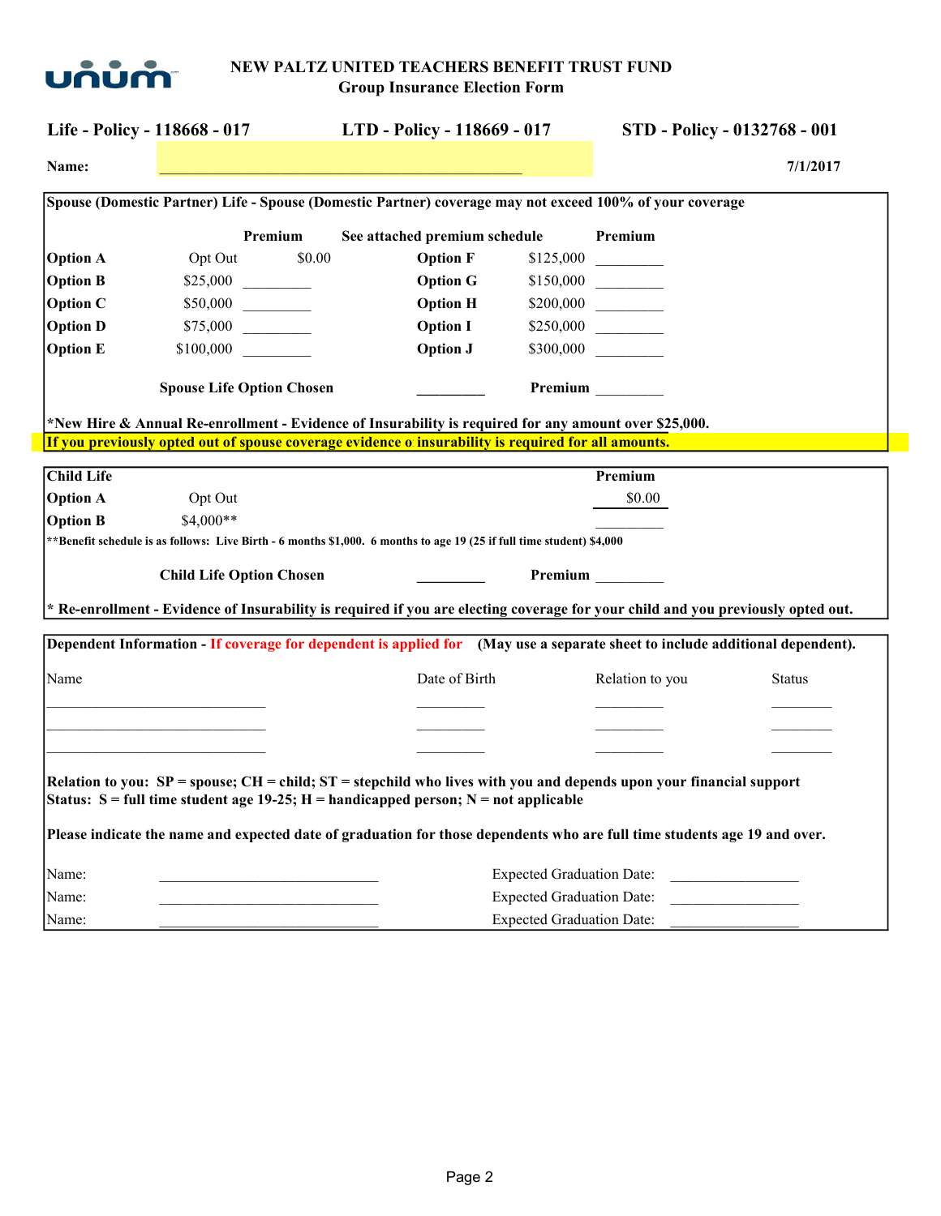# NEW PALTZ UNITED TEACHERS BENEFIT TRUST FUND

## Group Insurance Election Form

**Life - Policy - 118668 - 017** **LTD - Policy - 118669 - 017** **STD - Policy - 0132768 - 001**

**Name:** ________________________________________________ **7/1/2017**

**Spouse (Domestic Partner) Life - Spouse (Domestic Partner) coverage may not exceed 100% of your coverage**

| | | Premium | See attached premium schedule | | Premium |
|---|---|---|---|---|---|
| **Option A** | Opt Out | $0.00 | **Option F** | $125,000 | _________ |
| **Option B** | $25,000 | _________ | **Option G** | $150,000 | _________ |
| **Option C** | $50,000 | _________ | **Option H** | $200,000 | _________ |
| **Option D** | $75,000 | _________ | **Option I** | $250,000 | _________ |
| **Option E** | $100,000 | _________ | **Option J** | $300,000 | _________ |

**Spouse Life Option Chosen** _________ **Premium** _________

***New Hire & Annual Re-enrollment - Evidence of Insurability is required for any amount over $25,000.**

**If you previously opted out of spouse coverage evidence o insurability is required for all amounts.**

**Child Life**

| | | Premium |
|---|---|---|
| **Option A** | Opt Out | $0.00 |
| **Option B** | $4,000** | _________ |

****Benefit schedule is as follows: Live Birth - 6 months $1,000. 6 months to age 19 (25 if full time student) $4,000**

**Child Life Option Chosen** _________ **Premium** _________

**\* Re-enrollment - Evidence of Insurability is required if you are electing coverage for your child and you previously opted out.**

**Dependent Information - If coverage for dependent is applied for (May use a separate sheet to include additional dependent).**

| Name | Date of Birth | Relation to you | Status |
|---|---|---|---|
| _____________________________ | _________ | _________ | _________ |
| _____________________________ | _________ | _________ | _________ |
| _____________________________ | _________ | _________ | _________ |

**Relation to you: SP = spouse; CH = child; ST = stepchild who lives with you and depends upon your financial support**
**Status: S = full time student age 19-25; H = handicapped person; N = not applicable**

**Please indicate the name and expected date of graduation for those dependents who are full time students age 19 and over.**

Name: ______________________________ Expected Graduation Date: _________________

Name: ______________________________ Expected Graduation Date: _________________

Name: ______________________________ Expected Graduation Date: _________________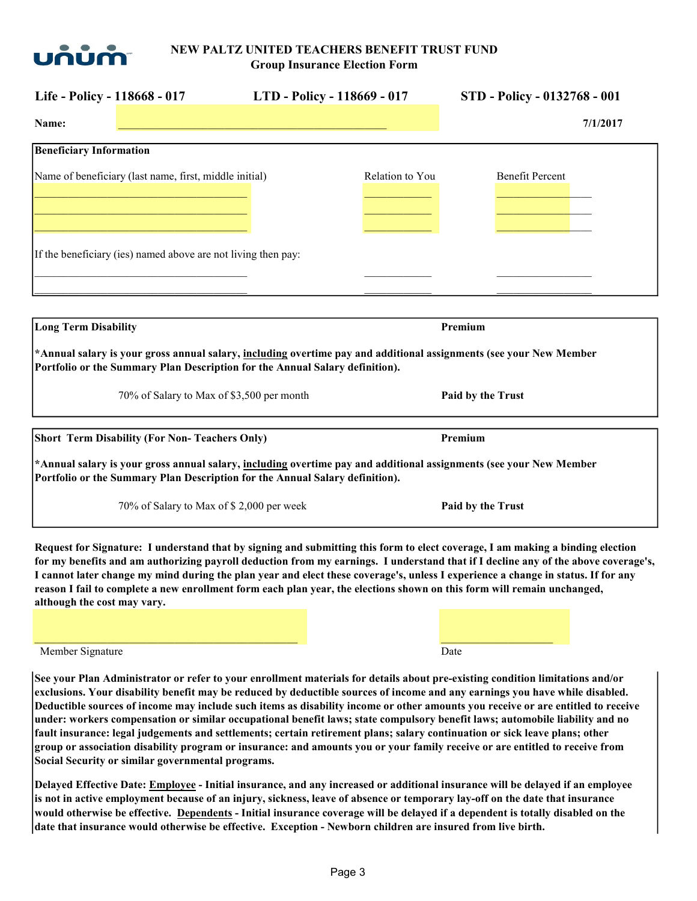**NEW PALTZ UNITED TEACHERS BENEFIT TRUST FUND**
**Group Insurance Election Form**

| Life - Policy - 118668 - 017 | LTD - Policy - 118669 - 017 | STD - Policy - 0132768 - 001 |
|---|---|---|

**Name:** ________________________________________________ **7/1/2017**

**Beneficiary Information**

| Name of beneficiary (last name, first, middle initial) | Relation to You | Benefit Percent |
|---|---|---|
| ______________________________________ | ____________ | __________________ |
| ______________________________________ | ____________ | __________________ |
| ______________________________________ | ____________ | __________________ |

If the beneficiary (ies) named above are not living then pay:

| | | |
|---|---|---|
| ______________________________________ | ____________ | __________________ |
| ______________________________________ | ____________ | __________________ |

| **Long Term Disability** | **Premium** |
|---|---|
| **\*Annual salary is your gross annual salary, including overtime pay and additional assignments (see your New Member Portfolio or the Summary Plan Description for the Annual Salary definition).** | |
| 70% of Salary to Max of $3,500 per month | **Paid by the Trust** |

| **Short Term Disability (For Non- Teachers Only)** | **Premium** |
|---|---|
| **\*Annual salary is your gross annual salary, including overtime pay and additional assignments (see your New Member Portfolio or the Summary Plan Description for the Annual Salary definition).** | |
| 70% of Salary to Max of $ 2,000 per week | **Paid by the Trust** |

**Request for Signature: I understand that by signing and submitting this form to elect coverage, I am making a binding election for my benefits and am authorizing payroll deduction from my earnings. I understand that if I decline any of the above coverage's, I cannot later change my mind during the plan year and elect these coverage's, unless I experience a change in status. If for any reason I fail to complete a new enrollment form each plan year, the elections shown on this form will remain unchanged, although the cost may vary.**

_______________________________________________ ____________________

Member Signature Date

**See your Plan Administrator or refer to your enrollment materials for details about pre-existing condition limitations and/or exclusions. Your disability benefit may be reduced by deductible sources of income and any earnings you have while disabled. Deductible sources of income may include such items as disability income or other amounts you receive or are entitled to receive under: workers compensation or similar occupational benefit laws; state compulsory benefit laws; automobile liability and no fault insurance: legal judgements and settlements; certain retirement plans; salary continuation or sick leave plans; other group or association disability program or insurance: and amounts you or your family receive or are entitled to receive from Social Security or similar governmental programs.**

**Delayed Effective Date: Employee - Initial insurance, and any increased or additional insurance will be delayed if an employee is not in active employment because of an injury, sickness, leave of absence or temporary lay-off on the date that insurance would otherwise be effective. Dependents - Initial insurance coverage will be delayed if a dependent is totally disabled on the date that insurance would otherwise be effective. Exception - Newborn children are insured from live birth.**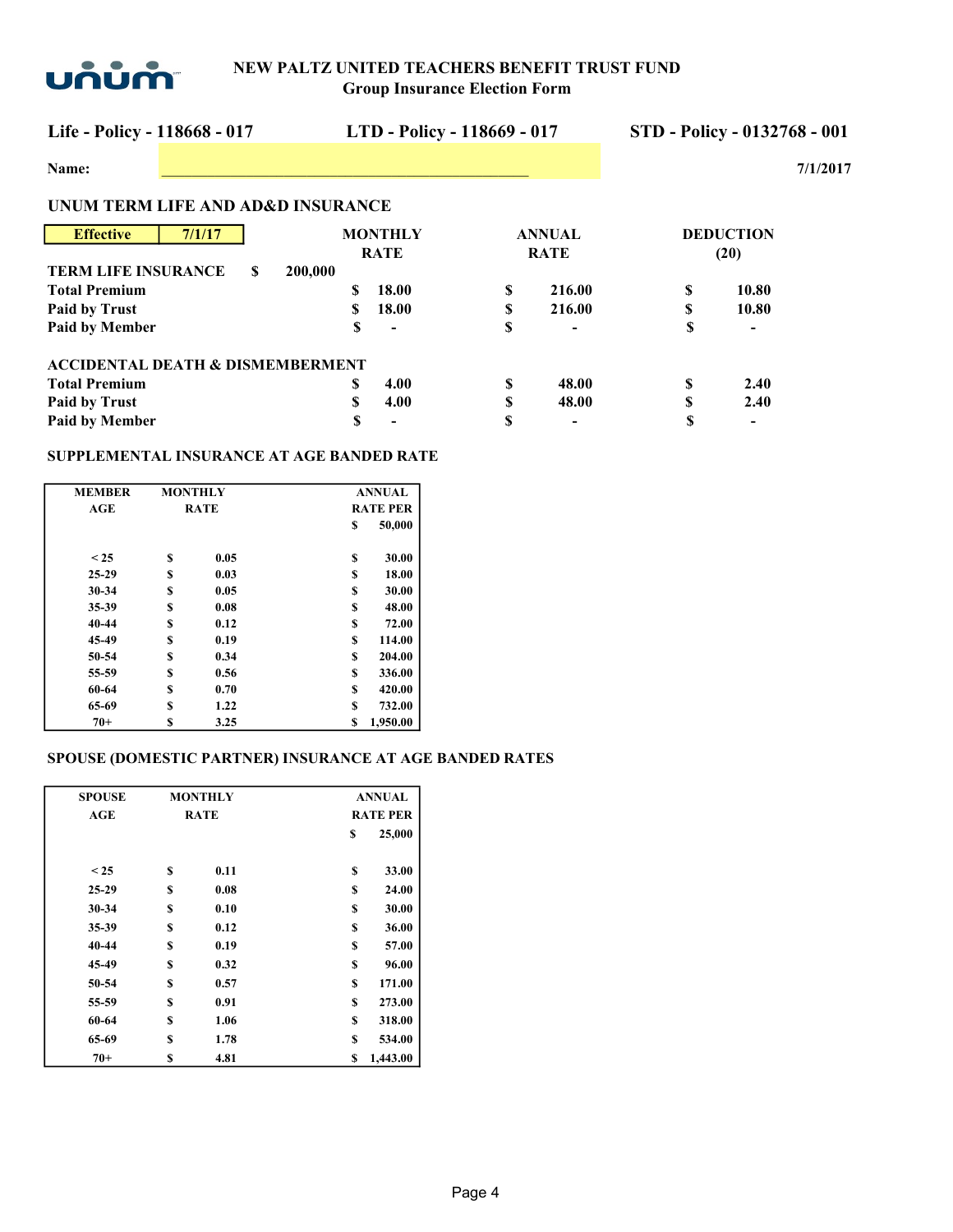unum

**NEW PALTZ UNITED TEACHERS BENEFIT TRUST FUND**
**Group Insurance Election Form**

**Life - Policy - 118668 - 017** **LTD - Policy - 118669 - 017** **STD - Policy - 0132768 - 001**

**Name:** ______________________________________________ **7/1/2017**

## UNUM TERM LIFE AND AD&D INSURANCE

| Effective 7/1/17 | MONTHLY RATE | ANNUAL RATE | DEDUCTION (20) |
|---|---|---|---|
| **TERM LIFE INSURANCE** $ 200,000 | | | |
| **Total Premium** | $ 18.00 | $ 216.00 | $ 10.80 |
| **Paid by Trust** | $ 18.00 | $ 216.00 | $ 10.80 |
| **Paid by Member** | $ - | $ - | $ - |
| **ACCIDENTAL DEATH & DISMEMBERMENT** | | | |
| **Total Premium** | $ 4.00 | $ 48.00 | $ 2.40 |
| **Paid by Trust** | $ 4.00 | $ 48.00 | $ 2.40 |
| **Paid by Member** | $ - | $ - | $ - |

## SUPPLEMENTAL INSURANCE AT AGE BANDED RATE

| MEMBER AGE | MONTHLY RATE | ANNUAL RATE PER $ 50,000 |
|---|---|---|
| < 25 | $ 0.05 | $ 30.00 |
| 25-29 | $ 0.03 | $ 18.00 |
| 30-34 | $ 0.05 | $ 30.00 |
| 35-39 | $ 0.08 | $ 48.00 |
| 40-44 | $ 0.12 | $ 72.00 |
| 45-49 | $ 0.19 | $ 114.00 |
| 50-54 | $ 0.34 | $ 204.00 |
| 55-59 | $ 0.56 | $ 336.00 |
| 60-64 | $ 0.70 | $ 420.00 |
| 65-69 | $ 1.22 | $ 732.00 |
| 70+ | $ 3.25 | $ 1,950.00 |

## SPOUSE (DOMESTIC PARTNER) INSURANCE AT AGE BANDED RATES

| SPOUSE AGE | MONTHLY RATE | ANNUAL RATE PER $ 25,000 |
|---|---|---|
| < 25 | $ 0.11 | $ 33.00 |
| 25-29 | $ 0.08 | $ 24.00 |
| 30-34 | $ 0.10 | $ 30.00 |
| 35-39 | $ 0.12 | $ 36.00 |
| 40-44 | $ 0.19 | $ 57.00 |
| 45-49 | $ 0.32 | $ 96.00 |
| 50-54 | $ 0.57 | $ 171.00 |
| 55-59 | $ 0.91 | $ 273.00 |
| 60-64 | $ 1.06 | $ 318.00 |
| 65-69 | $ 1.78 | $ 534.00 |
| 70+ | $ 4.81 | $ 1,443.00 |